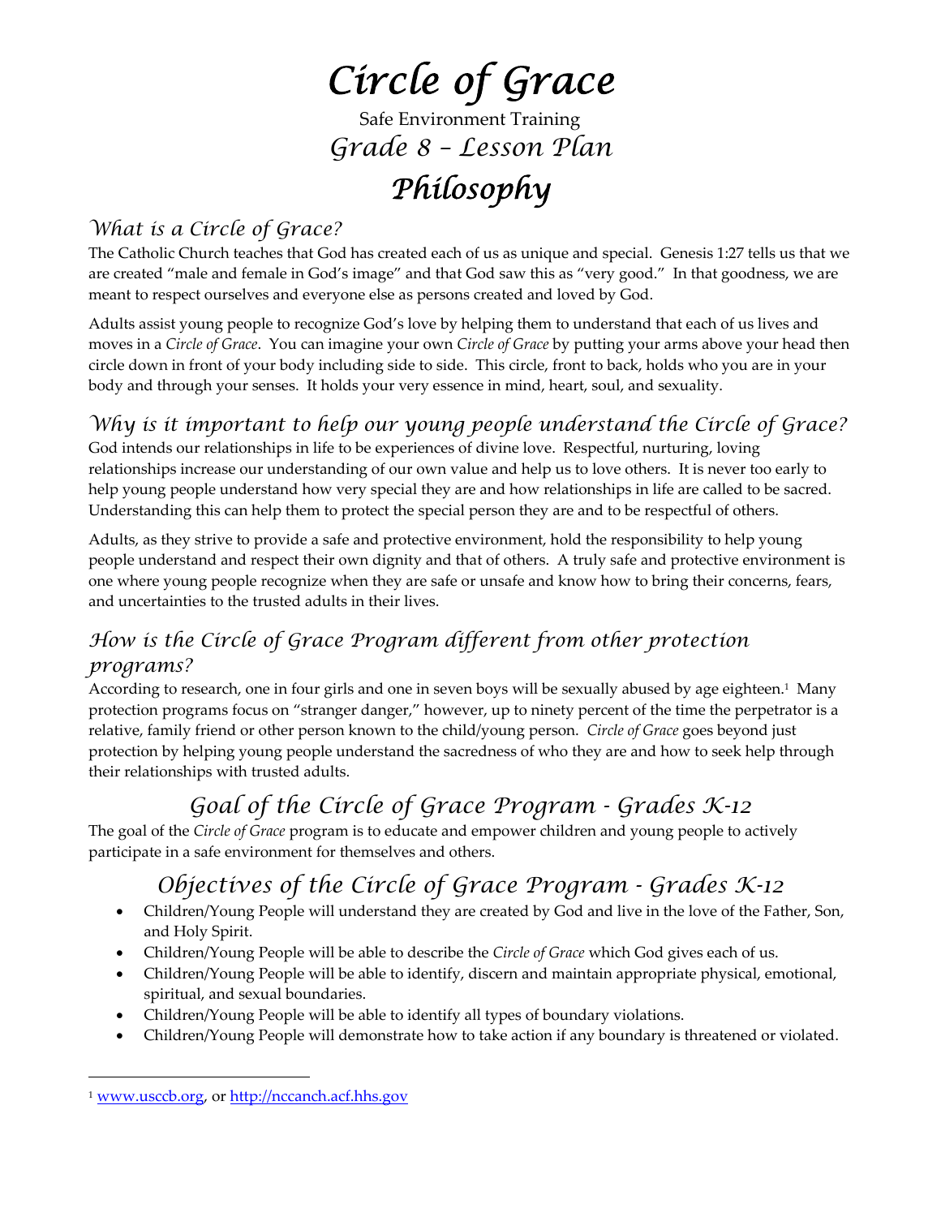# Circle of Grace

Safe Environment Training

## Grade 8 – Lesson Plan

# Philosophy

### What is a Circle of Grace?

The Catholic Church teaches that God has created each of us as unique and special. Genesis 1:27 tells us that we are created "male and female in God's image" and that God saw this as "very good." In that goodness, we are meant to respect ourselves and everyone else as persons created and loved by God.

Adults assist young people to recognize God's love by helping them to understand that each of us lives and moves in a *Circle of Grace*. You can imagine your own *Circle of Grace* by putting your arms above your head then circle down in front of your body including side to side. This circle, front to back, holds who you are in your body and through your senses. It holds your very essence in mind, heart, soul, and sexuality.

### Why is it important to help our young people understand the Circle of Grace?

God intends our relationships in life to be experiences of divine love. Respectful, nurturing, loving relationships increase our understanding of our own value and help us to love others. It is never too early to help young people understand how very special they are and how relationships in life are called to be sacred. Understanding this can help them to protect the special person they are and to be respectful of others.

Adults, as they strive to provide a safe and protective environment, hold the responsibility to help young people understand and respect their own dignity and that of others. A truly safe and protective environment is one where young people recognize when they are safe or unsafe and know how to bring their concerns, fears, and uncertainties to the trusted adults in their lives.

### How is the Circle of Grace Program different from other protection programs?

According to research, one in four girls and one in seven boys will be sexually abused by age eighteen.[1] Many protection programs focus on "stranger danger," however, up to ninety percent of the time the perpetrator is a relative, family friend or other person known to the child/young person. *Circle of Grace* goes beyond just protection by helping young people understand the sacredness of who they are and how to seek help through their relationships with trusted adults.

## Goal of the Circle of Grace Program - Grades K-12

The goal of the *Circle of Grace* program is to educate and empower children and young people to actively participate in a safe environment for themselves and others.

## Objectives of the Circle of Grace Program - Grades K-12

- Children/Young People will understand they are created by God and live in the love of the Father, Son, and Holy Spirit.
- Children/Young People will be able to describe the *Circle of Grace* which God gives each of us.
- Children/Young People will be able to identify, discern and maintain appropriate physical, emotional, spiritual, and sexual boundaries.
- Children/Young People will be able to identify all types of boundary violations.
- Children/Young People will demonstrate how to take action if any boundary is threatened or violated.

---

[1] www.usccb.org, or http://nccanch.acf.hhs.gov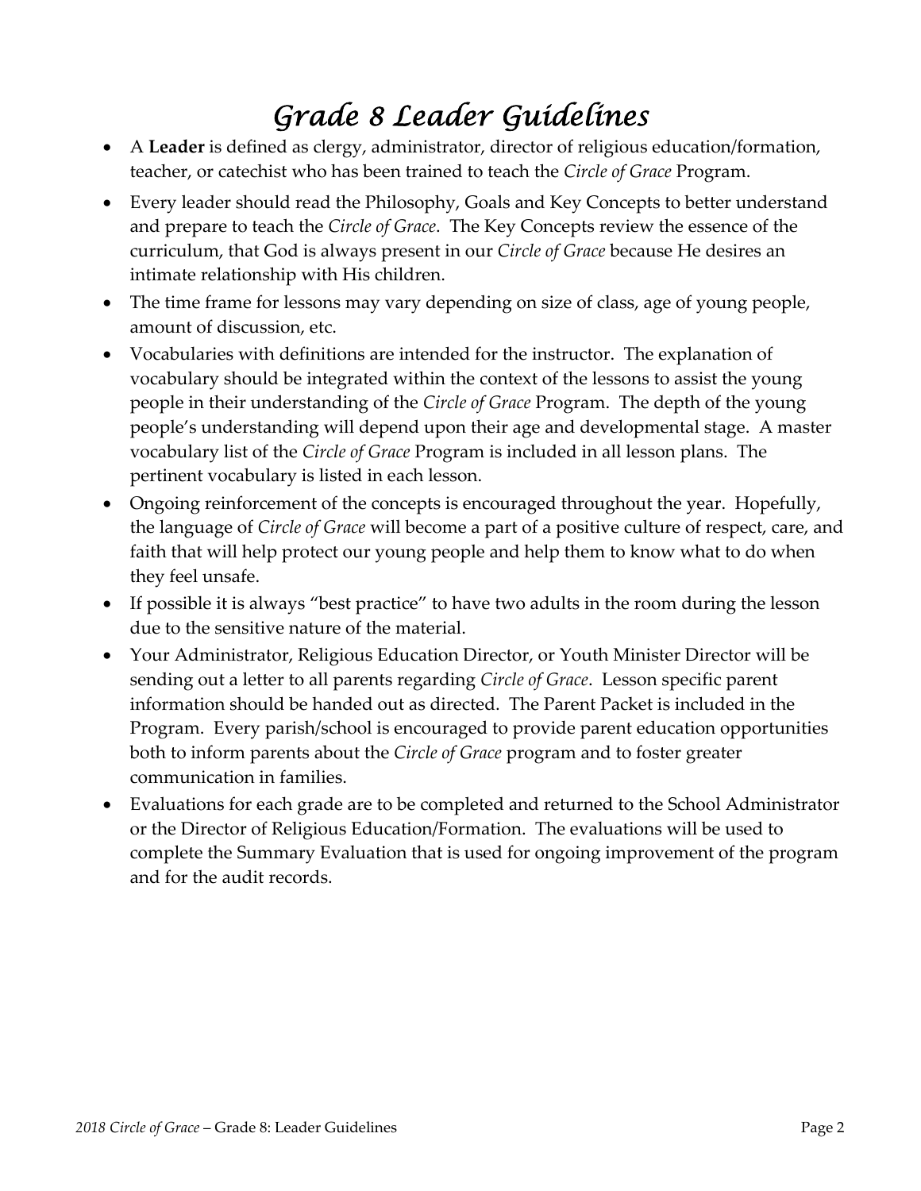# *Grade 8 Leader Guidelines*

- A **Leader** is defined as clergy, administrator, director of religious education/formation, teacher, or catechist who has been trained to teach the *Circle of Grace* Program.
- Every leader should read the Philosophy, Goals and Key Concepts to better understand and prepare to teach the *Circle of Grace*. The Key Concepts review the essence of the curriculum, that God is always present in our *Circle of Grace* because He desires an intimate relationship with His children.
- The time frame for lessons may vary depending on size of class, age of young people, amount of discussion, etc.
- Vocabularies with definitions are intended for the instructor. The explanation of vocabulary should be integrated within the context of the lessons to assist the young people in their understanding of the *Circle of Grace* Program. The depth of the young people's understanding will depend upon their age and developmental stage. A master vocabulary list of the *Circle of Grace* Program is included in all lesson plans. The pertinent vocabulary is listed in each lesson.
- Ongoing reinforcement of the concepts is encouraged throughout the year. Hopefully, the language of *Circle of Grace* will become a part of a positive culture of respect, care, and faith that will help protect our young people and help them to know what to do when they feel unsafe.
- If possible it is always "best practice" to have two adults in the room during the lesson due to the sensitive nature of the material.
- Your Administrator, Religious Education Director, or Youth Minister Director will be sending out a letter to all parents regarding *Circle of Grace*. Lesson specific parent information should be handed out as directed. The Parent Packet is included in the Program. Every parish/school is encouraged to provide parent education opportunities both to inform parents about the *Circle of Grace* program and to foster greater communication in families.
- Evaluations for each grade are to be completed and returned to the School Administrator or the Director of Religious Education/Formation. The evaluations will be used to complete the Summary Evaluation that is used for ongoing improvement of the program and for the audit records.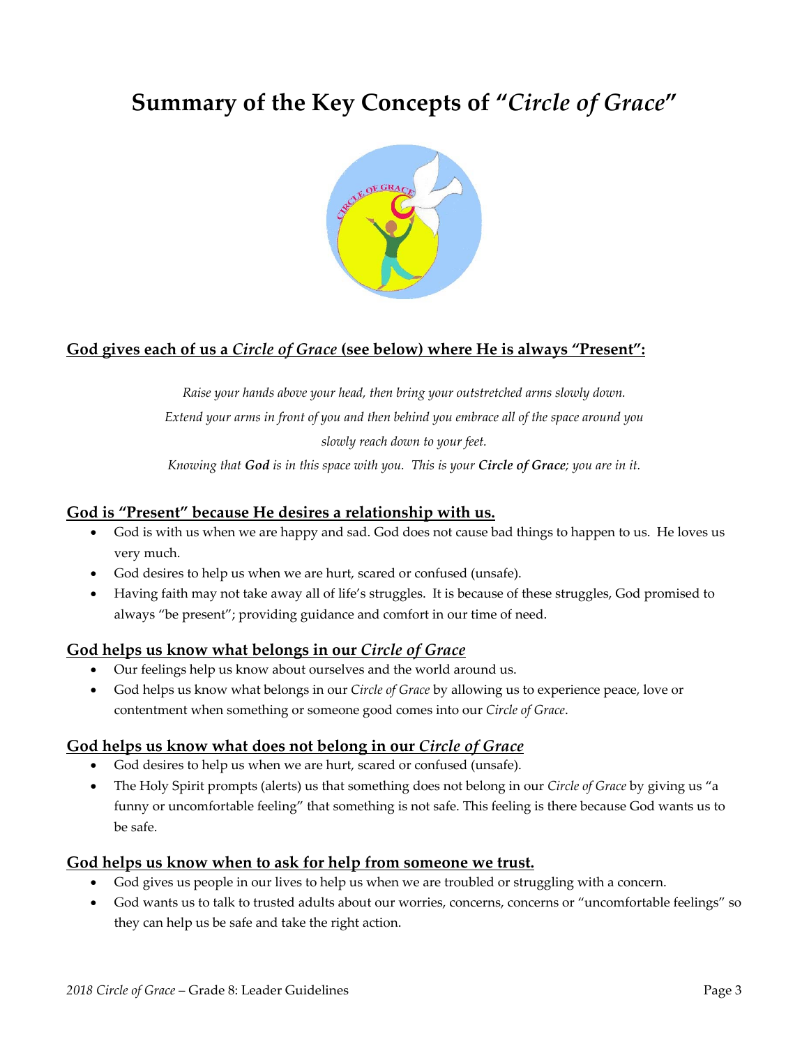# Summary of the Key Concepts of "*Circle of Grace*"

## God gives each of us a *Circle of Grace* (see below) where He is always "Present":

*Raise your hands above your head, then bring your outstretched arms slowly down.*
*Extend your arms in front of you and then behind you embrace all of the space around you*
*slowly reach down to your feet.*
*Knowing that **God** is in this space with you. This is your **Circle of Grace**; you are in it.*

## God is "Present" because He desires a relationship with us.

- God is with us when we are happy and sad. God does not cause bad things to happen to us. He loves us very much.
- God desires to help us when we are hurt, scared or confused (unsafe).
- Having faith may not take away all of life's struggles. It is because of these struggles, God promised to always "be present"; providing guidance and comfort in our time of need.

## God helps us know what belongs in our *Circle of Grace*

- Our feelings help us know about ourselves and the world around us.
- God helps us know what belongs in our *Circle of Grace* by allowing us to experience peace, love or contentment when something or someone good comes into our *Circle of Grace*.

## God helps us know what does not belong in our *Circle of Grace*

- God desires to help us when we are hurt, scared or confused (unsafe).
- The Holy Spirit prompts (alerts) us that something does not belong in our *Circle of Grace* by giving us "a funny or uncomfortable feeling" that something is not safe. This feeling is there because God wants us to be safe.

## God helps us know when to ask for help from someone we trust.

- God gives us people in our lives to help us when we are troubled or struggling with a concern.
- God wants us to talk to trusted adults about our worries, concerns, concerns or "uncomfortable feelings" so they can help us be safe and take the right action.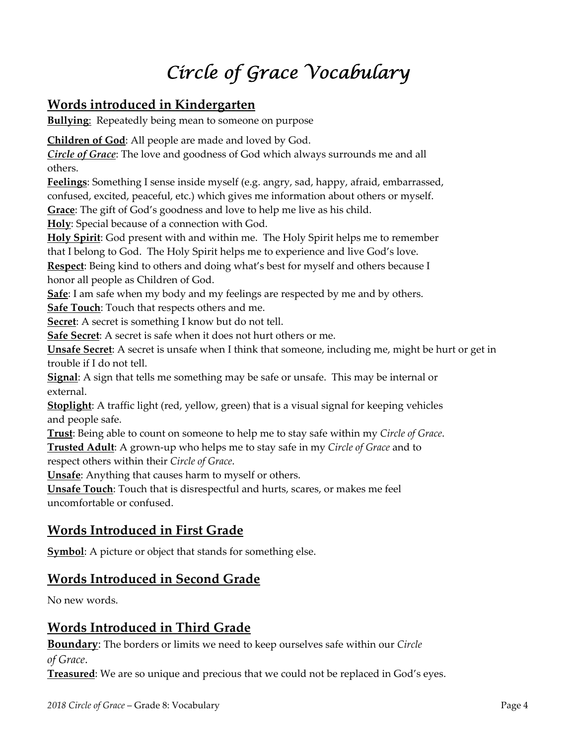# *Circle of Grace Vocabulary*

## Words introduced in Kindergarten

**Bullying**: Repeatedly being mean to someone on purpose

**Children of God**: All people are made and loved by God.

***Circle of Grace***: The love and goodness of God which always surrounds me and all others.

**Feelings**: Something I sense inside myself (e.g. angry, sad, happy, afraid, embarrassed, confused, excited, peaceful, etc.) which gives me information about others or myself.

**Grace**: The gift of God's goodness and love to help me live as his child.

**Holy**: Special because of a connection with God.

**Holy Spirit**: God present with and within me. The Holy Spirit helps me to remember that I belong to God. The Holy Spirit helps me to experience and live God's love.

**Respect**: Being kind to others and doing what's best for myself and others because I honor all people as Children of God.

**Safe**: I am safe when my body and my feelings are respected by me and by others.

**Safe Touch**: Touch that respects others and me.

**Secret**: A secret is something I know but do not tell.

**Safe Secret**: A secret is safe when it does not hurt others or me.

**Unsafe Secret**: A secret is unsafe when I think that someone, including me, might be hurt or get in trouble if I do not tell.

**Signal**: A sign that tells me something may be safe or unsafe. This may be internal or external.

**Stoplight**: A traffic light (red, yellow, green) that is a visual signal for keeping vehicles and people safe.

**Trust**: Being able to count on someone to help me to stay safe within my *Circle of Grace*.

**Trusted Adult**: A grown-up who helps me to stay safe in my *Circle of Grace* and to respect others within their *Circle of Grace*.

**Unsafe**: Anything that causes harm to myself or others.

**Unsafe Touch**: Touch that is disrespectful and hurts, scares, or makes me feel uncomfortable or confused.

## Words Introduced in First Grade

**Symbol**: A picture or object that stands for something else.

## Words Introduced in Second Grade

No new words.

## Words Introduced in Third Grade

**Boundary**: The borders or limits we need to keep ourselves safe within our *Circle of Grace*.

**Treasured**: We are so unique and precious that we could not be replaced in God's eyes.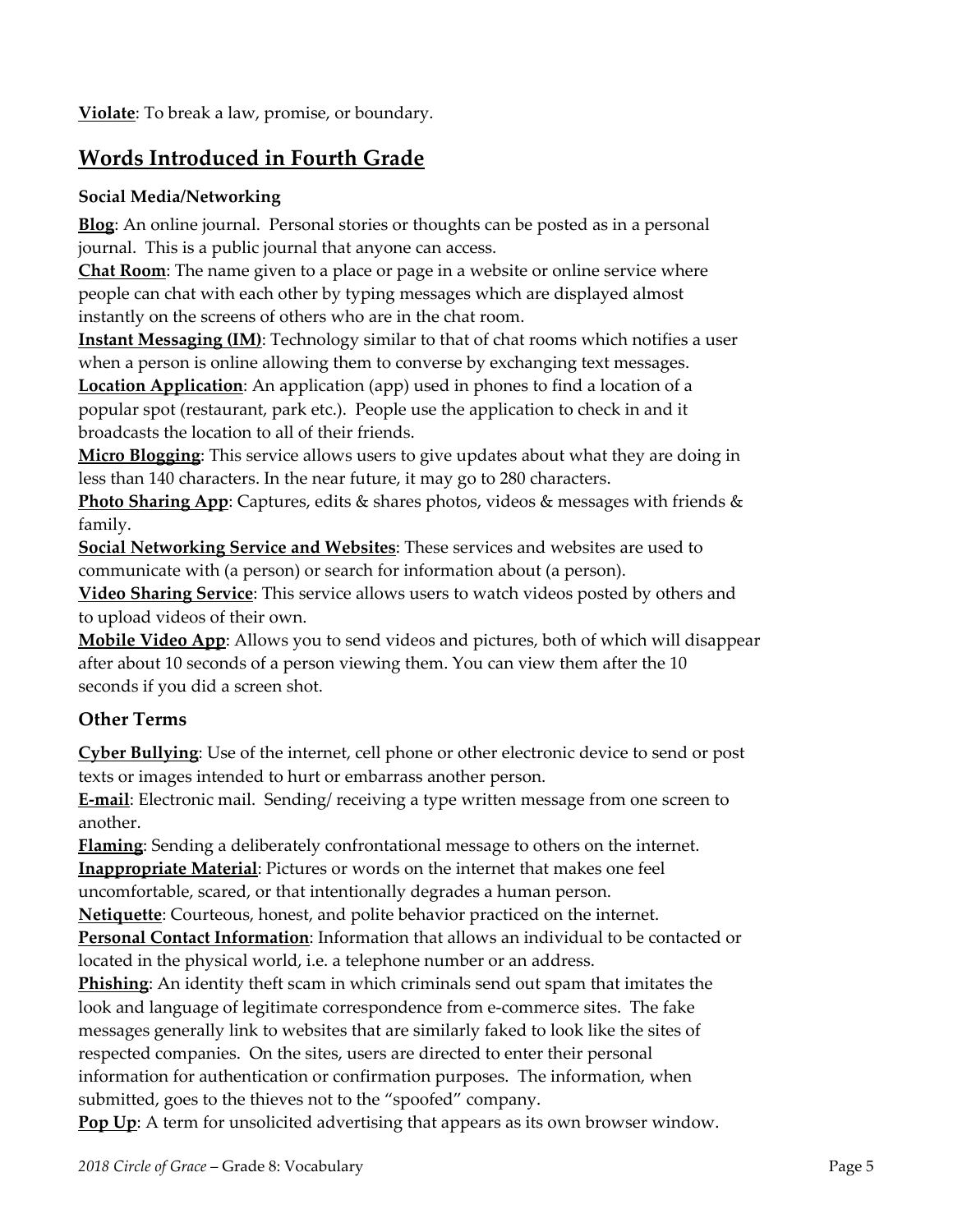**Violate**: To break a law, promise, or boundary.

## Words Introduced in Fourth Grade

### Social Media/Networking

**Blog**: An online journal. Personal stories or thoughts can be posted as in a personal journal. This is a public journal that anyone can access.

**Chat Room**: The name given to a place or page in a website or online service where people can chat with each other by typing messages which are displayed almost instantly on the screens of others who are in the chat room.

**Instant Messaging (IM)**: Technology similar to that of chat rooms which notifies a user when a person is online allowing them to converse by exchanging text messages.

**Location Application**: An application (app) used in phones to find a location of a popular spot (restaurant, park etc.). People use the application to check in and it broadcasts the location to all of their friends.

**Micro Blogging**: This service allows users to give updates about what they are doing in less than 140 characters. In the near future, it may go to 280 characters.

**Photo Sharing App**: Captures, edits & shares photos, videos & messages with friends & family.

**Social Networking Service and Websites**: These services and websites are used to communicate with (a person) or search for information about (a person).

**Video Sharing Service**: This service allows users to watch videos posted by others and to upload videos of their own.

**Mobile Video App**: Allows you to send videos and pictures, both of which will disappear after about 10 seconds of a person viewing them. You can view them after the 10 seconds if you did a screen shot.

### Other Terms

**Cyber Bullying**: Use of the internet, cell phone or other electronic device to send or post texts or images intended to hurt or embarrass another person.

**E-mail**: Electronic mail. Sending/ receiving a type written message from one screen to another.

**Flaming**: Sending a deliberately confrontational message to others on the internet.

**Inappropriate Material**: Pictures or words on the internet that makes one feel uncomfortable, scared, or that intentionally degrades a human person.

**Netiquette**: Courteous, honest, and polite behavior practiced on the internet.

**Personal Contact Information**: Information that allows an individual to be contacted or located in the physical world, i.e. a telephone number or an address.

**Phishing**: An identity theft scam in which criminals send out spam that imitates the look and language of legitimate correspondence from e-commerce sites. The fake messages generally link to websites that are similarly faked to look like the sites of respected companies. On the sites, users are directed to enter their personal information for authentication or confirmation purposes. The information, when submitted, goes to the thieves not to the "spoofed" company.

**Pop Up**: A term for unsolicited advertising that appears as its own browser window.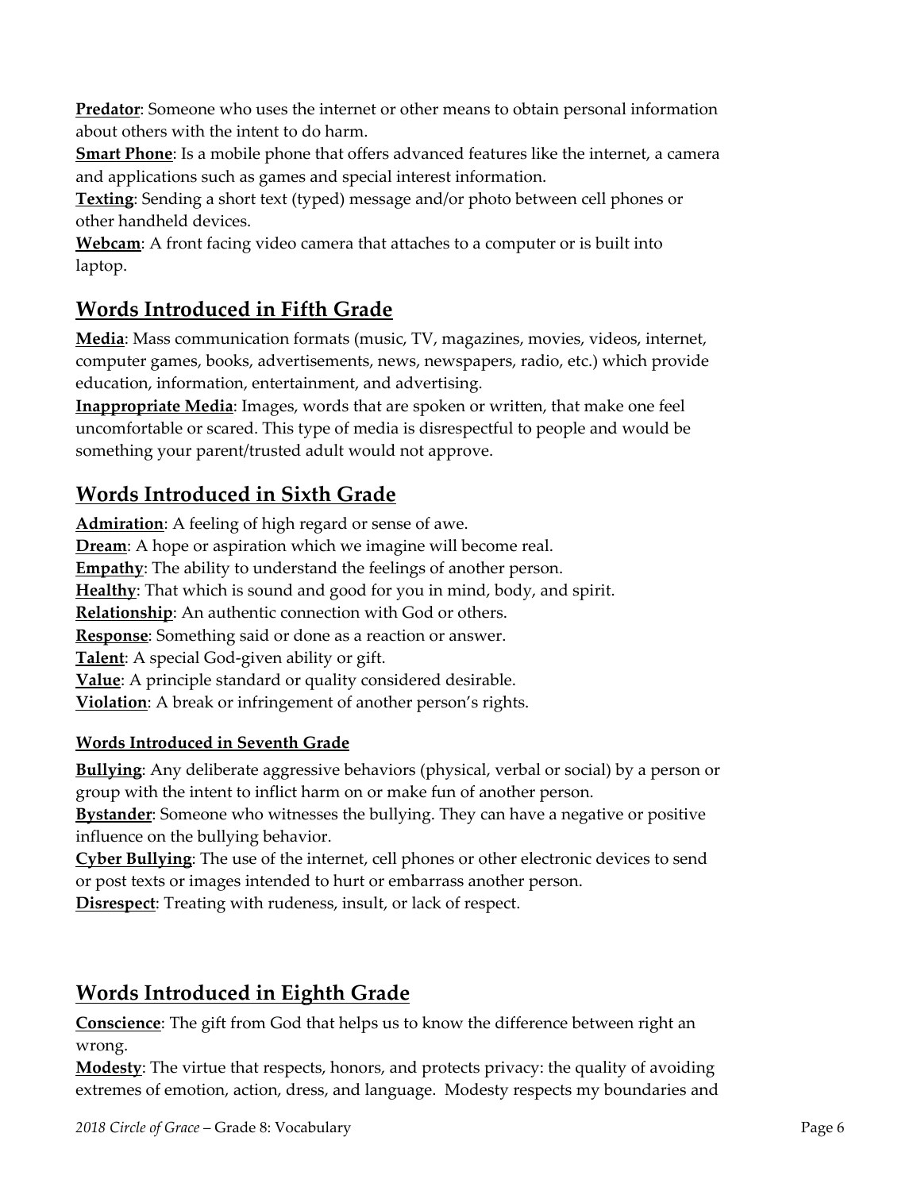**Predator**: Someone who uses the internet or other means to obtain personal information about others with the intent to do harm.

**Smart Phone**: Is a mobile phone that offers advanced features like the internet, a camera and applications such as games and special interest information.

**Texting**: Sending a short text (typed) message and/or photo between cell phones or other handheld devices.

**Webcam**: A front facing video camera that attaches to a computer or is built into laptop.

## Words Introduced in Fifth Grade

**Media**: Mass communication formats (music, TV, magazines, movies, videos, internet, computer games, books, advertisements, news, newspapers, radio, etc.) which provide education, information, entertainment, and advertising.

**Inappropriate Media**: Images, words that are spoken or written, that make one feel uncomfortable or scared. This type of media is disrespectful to people and would be something your parent/trusted adult would not approve.

## Words Introduced in Sixth Grade

**Admiration**: A feeling of high regard or sense of awe.

**Dream**: A hope or aspiration which we imagine will become real.

**Empathy**: The ability to understand the feelings of another person.

**Healthy**: That which is sound and good for you in mind, body, and spirit.

**Relationship**: An authentic connection with God or others.

**Response**: Something said or done as a reaction or answer.

**Talent**: A special God-given ability or gift.

**Value**: A principle standard or quality considered desirable.

**Violation**: A break or infringement of another person's rights.

### Words Introduced in Seventh Grade

**Bullying**: Any deliberate aggressive behaviors (physical, verbal or social) by a person or group with the intent to inflict harm on or make fun of another person.

**Bystander**: Someone who witnesses the bullying. They can have a negative or positive influence on the bullying behavior.

**Cyber Bullying**: The use of the internet, cell phones or other electronic devices to send or post texts or images intended to hurt or embarrass another person.

**Disrespect**: Treating with rudeness, insult, or lack of respect.

## Words Introduced in Eighth Grade

**Conscience**: The gift from God that helps us to know the difference between right an wrong.

**Modesty**: The virtue that respects, honors, and protects privacy: the quality of avoiding extremes of emotion, action, dress, and language. Modesty respects my boundaries and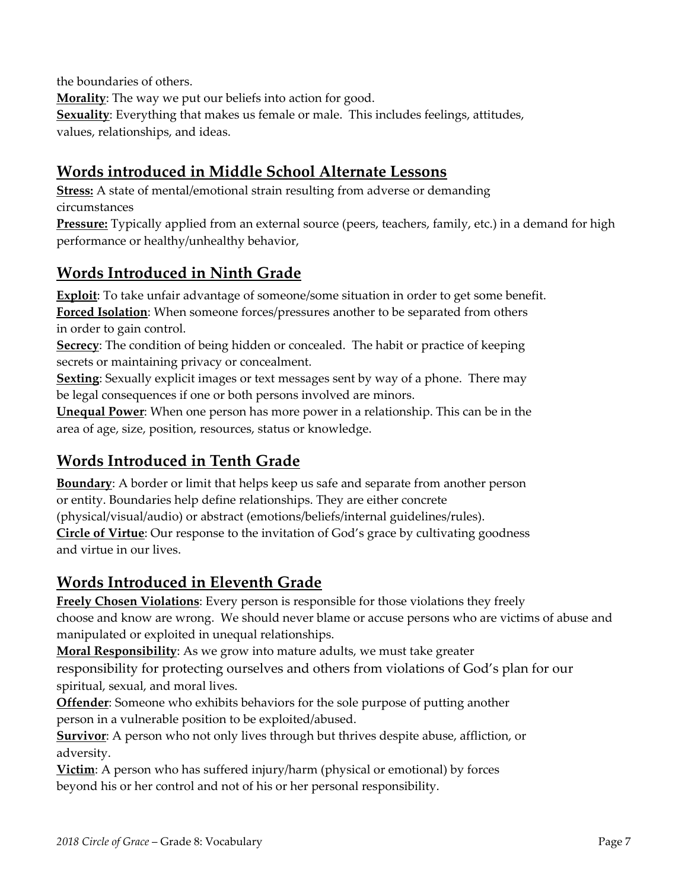the boundaries of others.

**Morality**: The way we put our beliefs into action for good.

**Sexuality**: Everything that makes us female or male. This includes feelings, attitudes, values, relationships, and ideas.

## Words introduced in Middle School Alternate Lessons

**Stress:** A state of mental/emotional strain resulting from adverse or demanding circumstances

**Pressure:** Typically applied from an external source (peers, teachers, family, etc.) in a demand for high performance or healthy/unhealthy behavior,

## Words Introduced in Ninth Grade

**Exploit**: To take unfair advantage of someone/some situation in order to get some benefit.

**Forced Isolation**: When someone forces/pressures another to be separated from others in order to gain control.

**Secrecy**: The condition of being hidden or concealed. The habit or practice of keeping secrets or maintaining privacy or concealment.

**Sexting**: Sexually explicit images or text messages sent by way of a phone. There may be legal consequences if one or both persons involved are minors.

**Unequal Power**: When one person has more power in a relationship. This can be in the area of age, size, position, resources, status or knowledge.

## Words Introduced in Tenth Grade

**Boundary**: A border or limit that helps keep us safe and separate from another person or entity. Boundaries help define relationships. They are either concrete (physical/visual/audio) or abstract (emotions/beliefs/internal guidelines/rules).

**Circle of Virtue**: Our response to the invitation of God's grace by cultivating goodness and virtue in our lives.

## Words Introduced in Eleventh Grade

**Freely Chosen Violations**: Every person is responsible for those violations they freely choose and know are wrong. We should never blame or accuse persons who are victims of abuse and manipulated or exploited in unequal relationships.

**Moral Responsibility**: As we grow into mature adults, we must take greater responsibility for protecting ourselves and others from violations of God's plan for our spiritual, sexual, and moral lives.

**Offender**: Someone who exhibits behaviors for the sole purpose of putting another person in a vulnerable position to be exploited/abused.

**Survivor**: A person who not only lives through but thrives despite abuse, affliction, or adversity.

**Victim**: A person who has suffered injury/harm (physical or emotional) by forces beyond his or her control and not of his or her personal responsibility.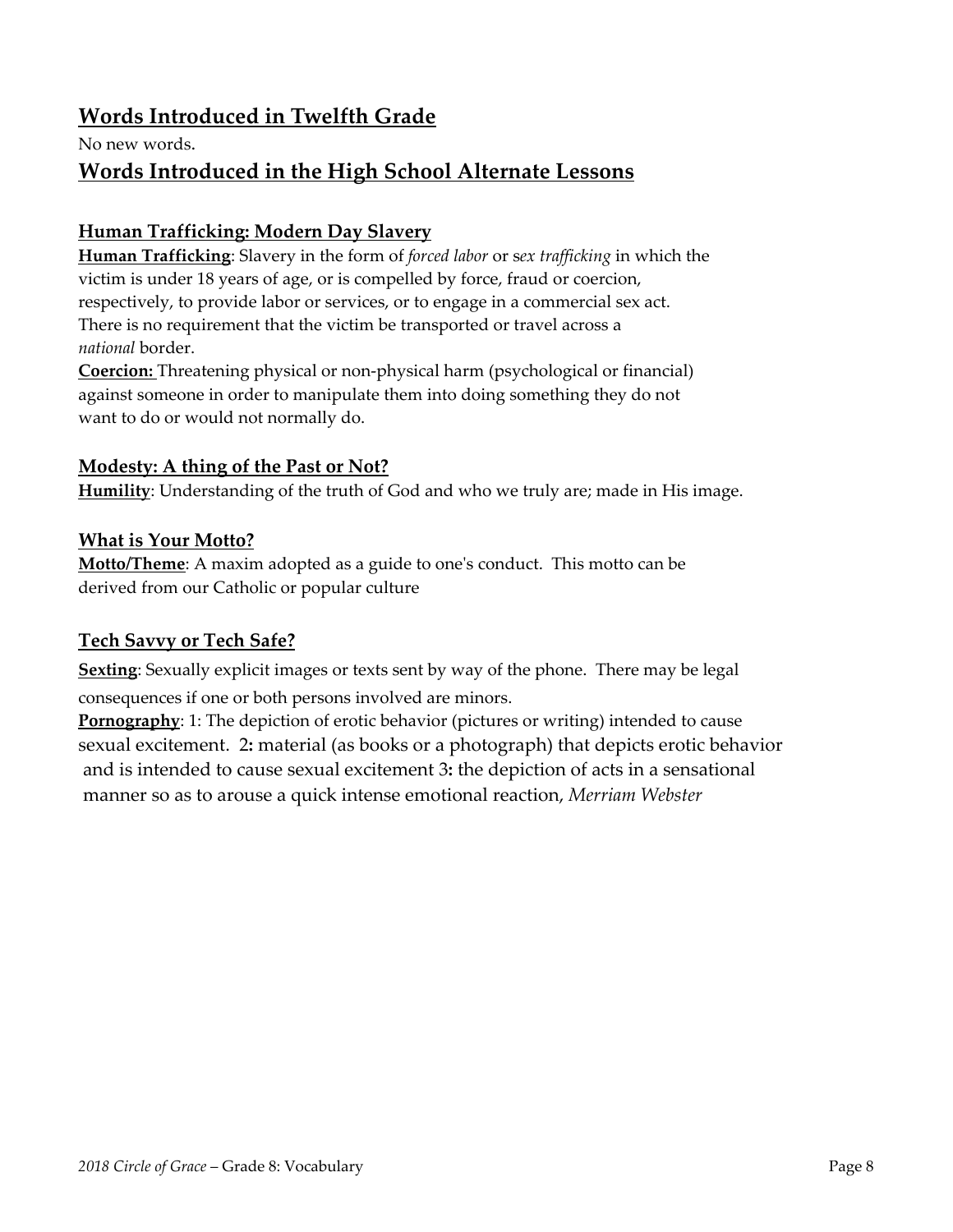## Words Introduced in Twelfth Grade

No new words.

## Words Introduced in the High School Alternate Lessons

### Human Trafficking: Modern Day Slavery

**Human Trafficking**: Slavery in the form of *forced labor* or s*ex trafficking* in which the victim is under 18 years of age, or is compelled by force, fraud or coercion, respectively, to provide labor or services, or to engage in a commercial sex act. There is no requirement that the victim be transported or travel across a *national* border.

**Coercion:** Threatening physical or non-physical harm (psychological or financial) against someone in order to manipulate them into doing something they do not want to do or would not normally do.

### Modesty: A thing of the Past or Not?

**Humility**: Understanding of the truth of God and who we truly are; made in His image.

### What is Your Motto?

**Motto/Theme**: A maxim adopted as a guide to one's conduct. This motto can be derived from our Catholic or popular culture

### Tech Savvy or Tech Safe?

**Sexting**: Sexually explicit images or texts sent by way of the phone. There may be legal consequences if one or both persons involved are minors.

**Pornography**: 1: The depiction of erotic behavior (pictures or writing) intended to cause sexual excitement. 2**:** material (as books or a photograph) that depicts erotic behavior and is intended to cause sexual excitement 3**:** the depiction of acts in a sensational manner so as to arouse a quick intense emotional reaction, *Merriam Webster*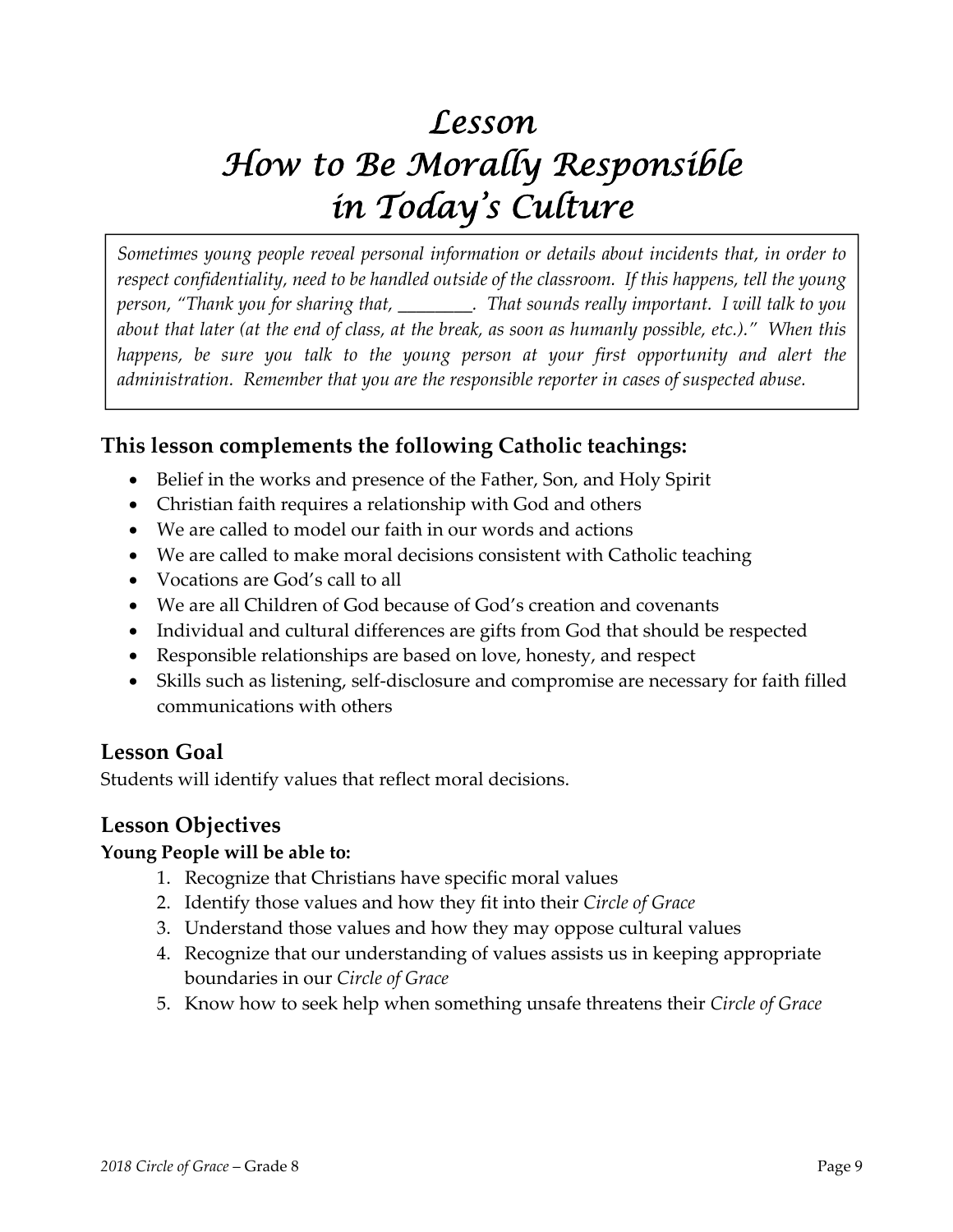# Lesson
# How to Be Morally Responsible in Today's Culture

*Sometimes young people reveal personal information or details about incidents that, in order to respect confidentiality, need to be handled outside of the classroom. If this happens, tell the young person, "Thank you for sharing that, ________. That sounds really important. I will talk to you about that later (at the end of class, at the break, as soon as humanly possible, etc.)." When this happens, be sure you talk to the young person at your first opportunity and alert the administration. Remember that you are the responsible reporter in cases of suspected abuse.*

## This lesson complements the following Catholic teachings:

- Belief in the works and presence of the Father, Son, and Holy Spirit
- Christian faith requires a relationship with God and others
- We are called to model our faith in our words and actions
- We are called to make moral decisions consistent with Catholic teaching
- Vocations are God's call to all
- We are all Children of God because of God's creation and covenants
- Individual and cultural differences are gifts from God that should be respected
- Responsible relationships are based on love, honesty, and respect
- Skills such as listening, self-disclosure and compromise are necessary for faith filled communications with others

## Lesson Goal

Students will identify values that reflect moral decisions.

## Lesson Objectives

**Young People will be able to:**

1. Recognize that Christians have specific moral values
2. Identify those values and how they fit into their *Circle of Grace*
3. Understand those values and how they may oppose cultural values
4. Recognize that our understanding of values assists us in keeping appropriate boundaries in our *Circle of Grace*
5. Know how to seek help when something unsafe threatens their *Circle of Grace*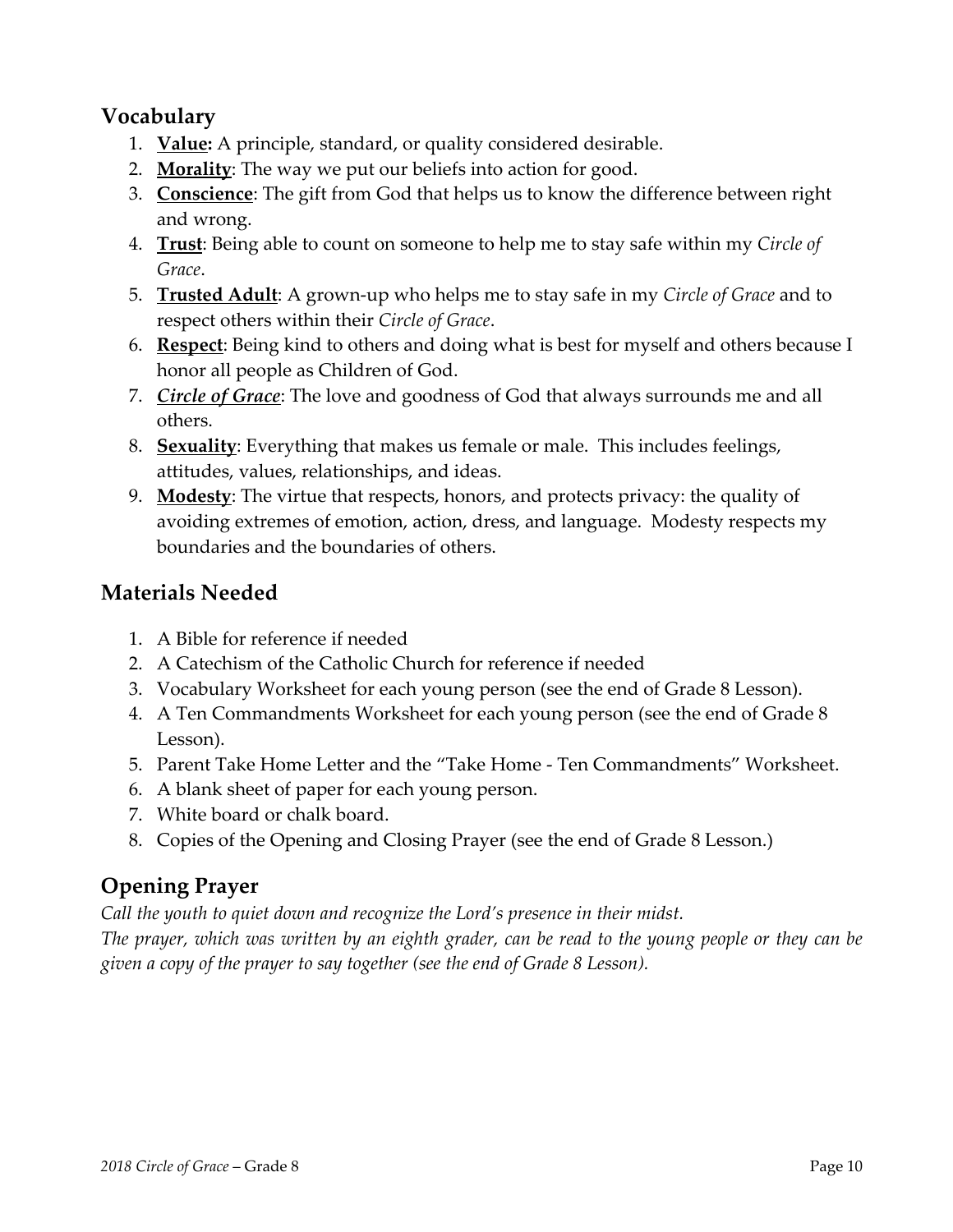## Vocabulary

1. **Value:** A principle, standard, or quality considered desirable.
2. **Morality**: The way we put our beliefs into action for good.
3. **Conscience**: The gift from God that helps us to know the difference between right and wrong.
4. **Trust**: Being able to count on someone to help me to stay safe within my *Circle of Grace*.
5. **Trusted Adult**: A grown-up who helps me to stay safe in my *Circle of Grace* and to respect others within their *Circle of Grace*.
6. **Respect**: Being kind to others and doing what is best for myself and others because I honor all people as Children of God.
7. ***Circle of Grace***: The love and goodness of God that always surrounds me and all others.
8. **Sexuality**: Everything that makes us female or male. This includes feelings, attitudes, values, relationships, and ideas.
9. **Modesty**: The virtue that respects, honors, and protects privacy: the quality of avoiding extremes of emotion, action, dress, and language. Modesty respects my boundaries and the boundaries of others.

## Materials Needed

1. A Bible for reference if needed
2. A Catechism of the Catholic Church for reference if needed
3. Vocabulary Worksheet for each young person (see the end of Grade 8 Lesson).
4. A Ten Commandments Worksheet for each young person (see the end of Grade 8 Lesson).
5. Parent Take Home Letter and the "Take Home - Ten Commandments" Worksheet.
6. A blank sheet of paper for each young person.
7. White board or chalk board.
8. Copies of the Opening and Closing Prayer (see the end of Grade 8 Lesson.)

## Opening Prayer

*Call the youth to quiet down and recognize the Lord's presence in their midst.*
*The prayer, which was written by an eighth grader, can be read to the young people or they can be given a copy of the prayer to say together (see the end of Grade 8 Lesson).*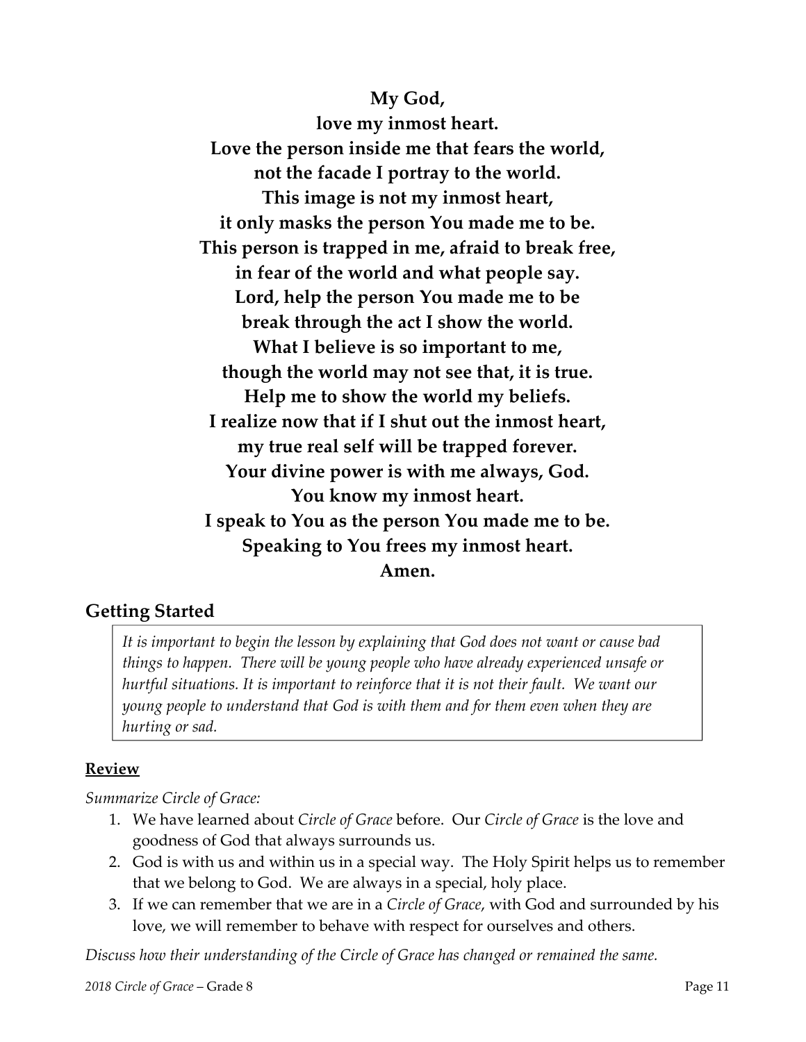**My God,**
**love my inmost heart.**
**Love the person inside me that fears the world,**
**not the facade I portray to the world.**
**This image is not my inmost heart,**
**it only masks the person You made me to be.**
**This person is trapped in me, afraid to break free,**
**in fear of the world and what people say.**
**Lord, help the person You made me to be**
**break through the act I show the world.**
**What I believe is so important to me,**
**though the world may not see that, it is true.**
**Help me to show the world my beliefs.**
**I realize now that if I shut out the inmost heart,**
**my true real self will be trapped forever.**
**Your divine power is with me always, God.**
**You know my inmost heart.**
**I speak to You as the person You made me to be.**
**Speaking to You frees my inmost heart.**
**Amen.**

## Getting Started

*It is important to begin the lesson by explaining that God does not want or cause bad things to happen. There will be young people who have already experienced unsafe or hurtful situations. It is important to reinforce that it is not their fault. We want our young people to understand that God is with them and for them even when they are hurting or sad.*

### Review

*Summarize Circle of Grace:*

1. We have learned about *Circle of Grace* before. Our *Circle of Grace* is the love and goodness of God that always surrounds us.
2. God is with us and within us in a special way. The Holy Spirit helps us to remember that we belong to God. We are always in a special, holy place.
3. If we can remember that we are in a *Circle of Grace*, with God and surrounded by his love, we will remember to behave with respect for ourselves and others.

*Discuss how their understanding of the Circle of Grace has changed or remained the same.*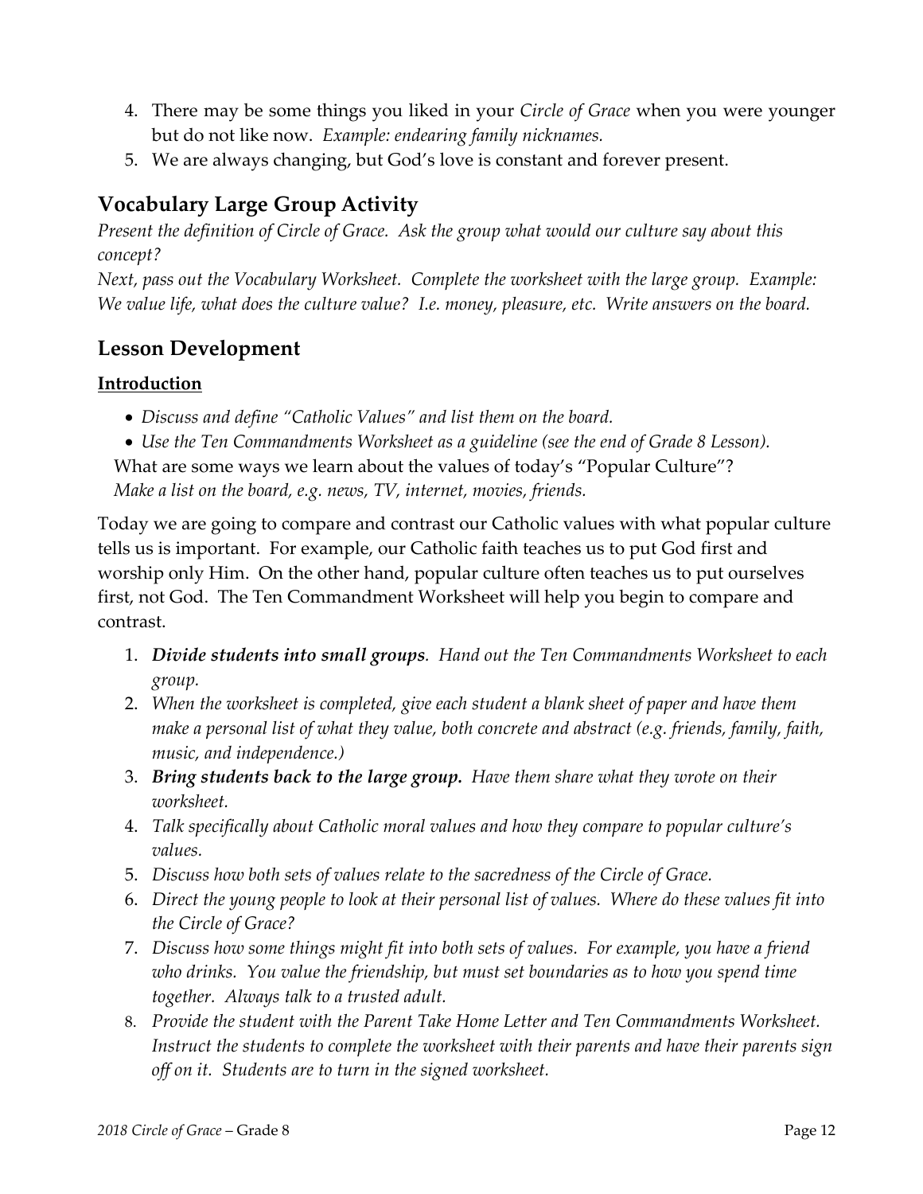4. There may be some things you liked in your *Circle of Grace* when you were younger but do not like now. *Example: endearing family nicknames.*
5. We are always changing, but God's love is constant and forever present.

## Vocabulary Large Group Activity

*Present the definition of Circle of Grace. Ask the group what would our culture say about this concept?*

*Next, pass out the Vocabulary Worksheet. Complete the worksheet with the large group. Example: We value life, what does the culture value? I.e. money, pleasure, etc. Write answers on the board.*

## Lesson Development

### Introduction

- *Discuss and define "Catholic Values" and list them on the board.*
- *Use the Ten Commandments Worksheet as a guideline (see the end of Grade 8 Lesson).*

What are some ways we learn about the values of today's "Popular Culture"?
*Make a list on the board, e.g. news, TV, internet, movies, friends.*

Today we are going to compare and contrast our Catholic values with what popular culture tells us is important. For example, our Catholic faith teaches us to put God first and worship only Him. On the other hand, popular culture often teaches us to put ourselves first, not God. The Ten Commandment Worksheet will help you begin to compare and contrast.

1. ***Divide students into small groups***. *Hand out the Ten Commandments Worksheet to each group.*
2. *When the worksheet is completed, give each student a blank sheet of paper and have them make a personal list of what they value, both concrete and abstract (e.g. friends, family, faith, music, and independence.)*
3. ***Bring students back to the large group.*** *Have them share what they wrote on their worksheet.*
4. *Talk specifically about Catholic moral values and how they compare to popular culture's values.*
5. *Discuss how both sets of values relate to the sacredness of the Circle of Grace.*
6. *Direct the young people to look at their personal list of values. Where do these values fit into the Circle of Grace?*
7. *Discuss how some things might fit into both sets of values. For example, you have a friend who drinks. You value the friendship, but must set boundaries as to how you spend time together. Always talk to a trusted adult.*
8. *Provide the student with the Parent Take Home Letter and Ten Commandments Worksheet. Instruct the students to complete the worksheet with their parents and have their parents sign off on it. Students are to turn in the signed worksheet.*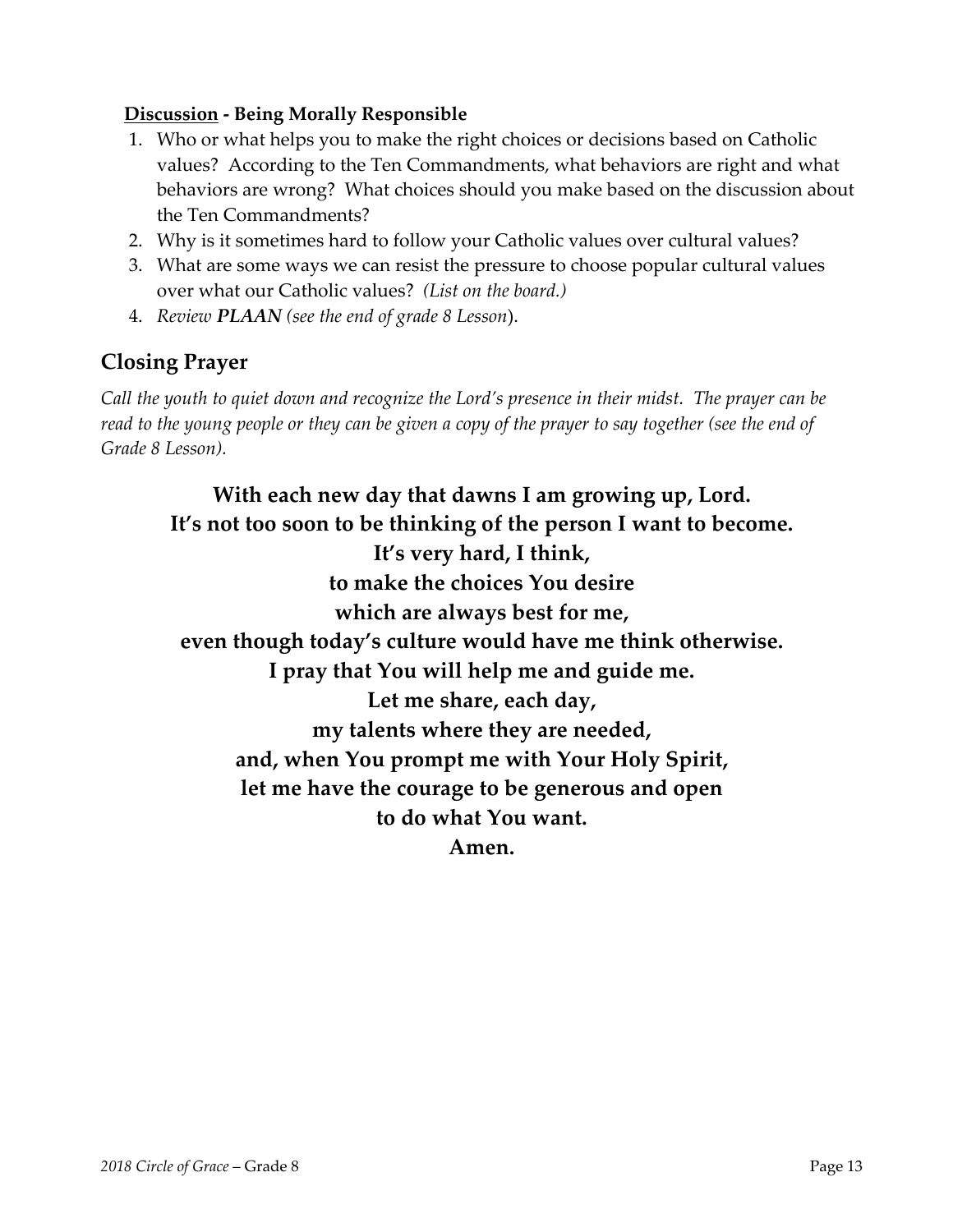**<u>Discussion</u> - Being Morally Responsible**

1. Who or what helps you to make the right choices or decisions based on Catholic values? According to the Ten Commandments, what behaviors are right and what behaviors are wrong? What choices should you make based on the discussion about the Ten Commandments?
2. Why is it sometimes hard to follow your Catholic values over cultural values?
3. What are some ways we can resist the pressure to choose popular cultural values over what our Catholic values? *(List on the board.)*
4. *Review **PLAAN** (see the end of grade 8 Lesson*).

## Closing Prayer

*Call the youth to quiet down and recognize the Lord's presence in their midst. The prayer can be read to the young people or they can be given a copy of the prayer to say together (see the end of Grade 8 Lesson).*

**With each new day that dawns I am growing up, Lord.**
**It's not too soon to be thinking of the person I want to become.**
**It's very hard, I think,**
**to make the choices You desire**
**which are always best for me,**
**even though today's culture would have me think otherwise.**
**I pray that You will help me and guide me.**
**Let me share, each day,**
**my talents where they are needed,**
**and, when You prompt me with Your Holy Spirit,**
**let me have the courage to be generous and open**
**to do what You want.**
**Amen.**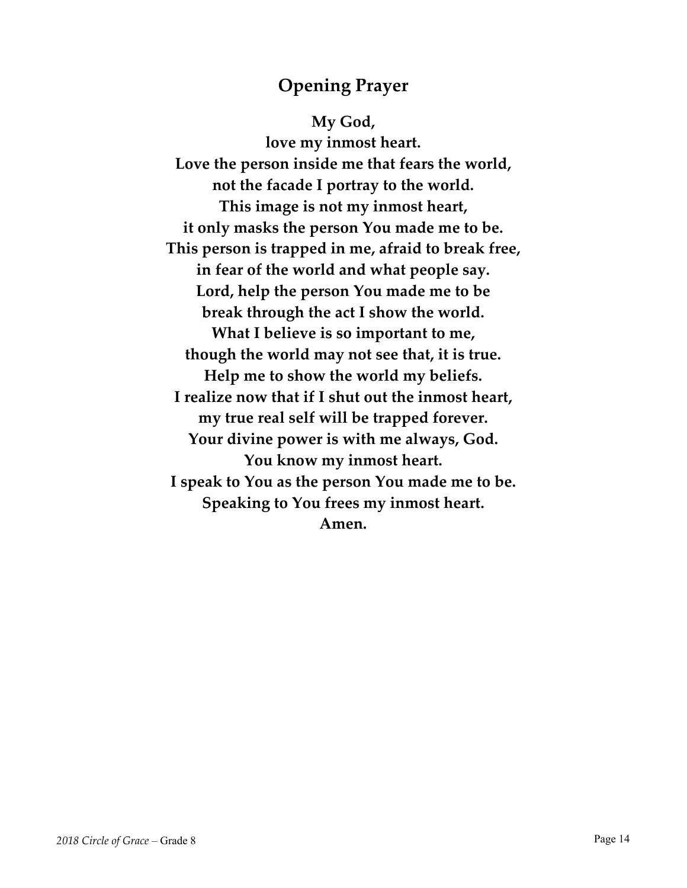## Opening Prayer

**My God,**
**love my inmost heart.**
**Love the person inside me that fears the world,**
**not the facade I portray to the world.**
**This image is not my inmost heart,**
**it only masks the person You made me to be.**
**This person is trapped in me, afraid to break free,**
**in fear of the world and what people say.**
**Lord, help the person You made me to be**
**break through the act I show the world.**
**What I believe is so important to me,**
**though the world may not see that, it is true.**
**Help me to show the world my beliefs.**
**I realize now that if I shut out the inmost heart,**
**my true real self will be trapped forever.**
**Your divine power is with me always, God.**
**You know my inmost heart.**
**I speak to You as the person You made me to be.**
**Speaking to You frees my inmost heart.**
**Amen.**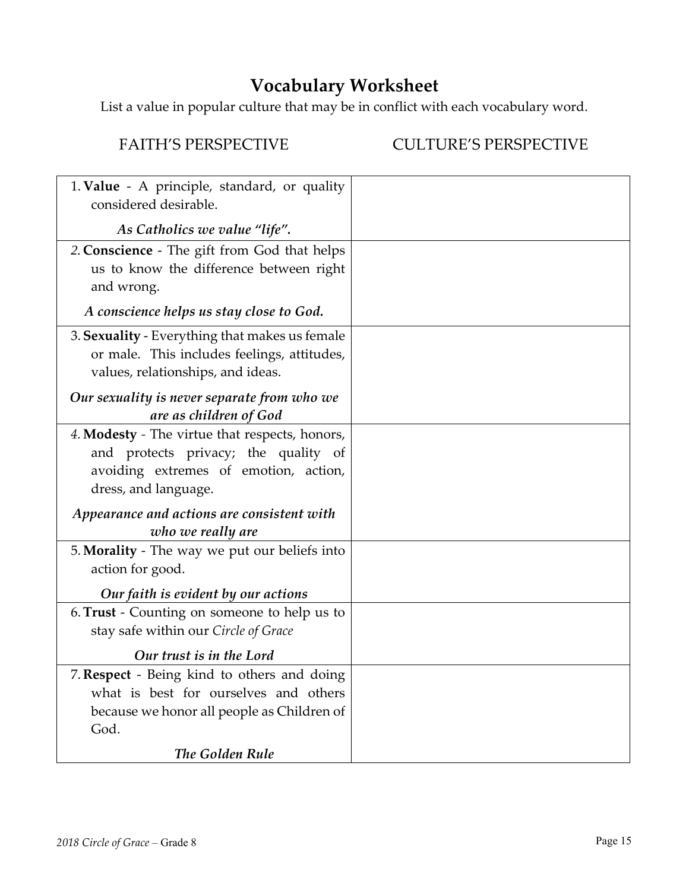# Vocabulary Worksheet

List a value in popular culture that may be in conflict with each vocabulary word.

| FAITH'S PERSPECTIVE | CULTURE'S PERSPECTIVE |
|---|---|
| 1. **Value** - A principle, standard, or quality considered desirable. <br> ***As Catholics we value "life".*** | |
| 2. **Conscience** - The gift from God that helps us to know the difference between right and wrong. <br> ***A conscience helps us stay close to God.*** | |
| 3. **Sexuality** - Everything that makes us female or male. This includes feelings, attitudes, values, relationships, and ideas. <br> ***Our sexuality is never separate from who we are as children of God*** | |
| 4. **Modesty** - The virtue that respects, honors, and protects privacy; the quality of avoiding extremes of emotion, action, dress, and language. <br> ***Appearance and actions are consistent with who we really are*** | |
| 5. **Morality** - The way we put our beliefs into action for good. <br> ***Our faith is evident by our actions*** | |
| 6. **Trust** - Counting on someone to help us to stay safe within our *Circle of Grace* <br> ***Our trust is in the Lord*** | |
| 7. **Respect** - Being kind to others and doing what is best for ourselves and others because we honor all people as Children of God. <br> ***The Golden Rule*** | |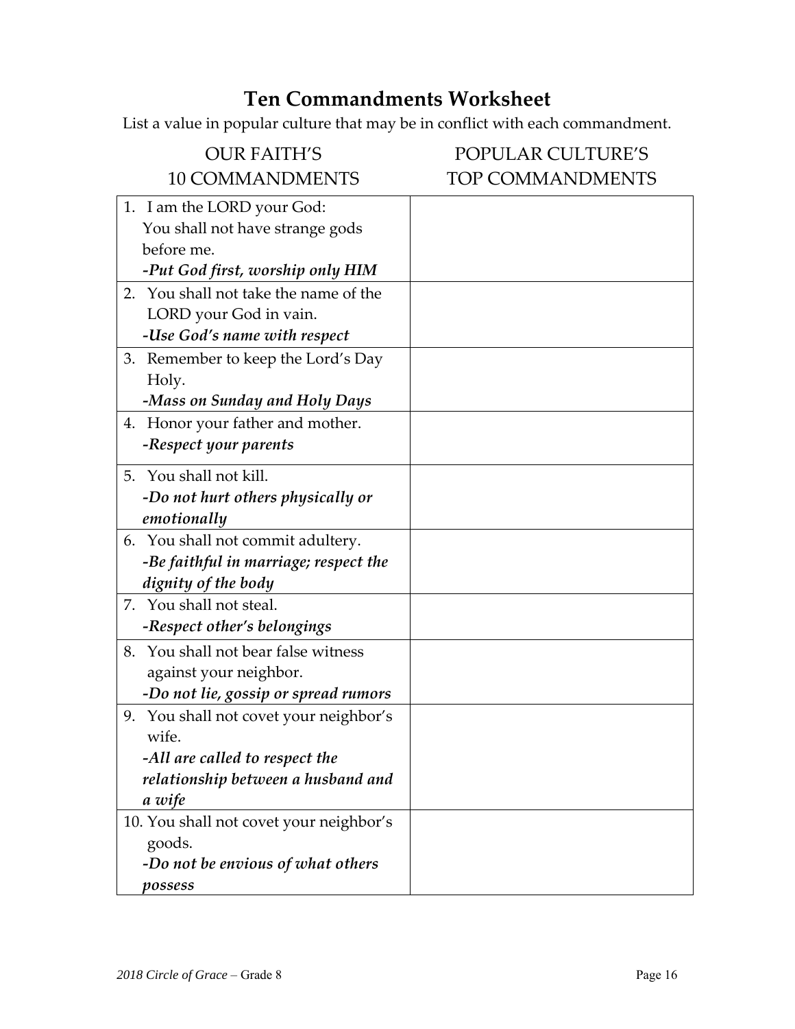# Ten Commandments Worksheet

List a value in popular culture that may be in conflict with each commandment.

| OUR FAITH'S 10 COMMANDMENTS | POPULAR CULTURE'S TOP COMMANDMENTS |
|---|---|
| 1. I am the LORD your God: You shall not have strange gods before me. ***-Put God first, worship only HIM*** | |
| 2. You shall not take the name of the LORD your God in vain. ***-Use God's name with respect*** | |
| 3. Remember to keep the Lord's Day Holy. ***-Mass on Sunday and Holy Days*** | |
| 4. Honor your father and mother. ***-Respect your parents*** | |
| 5. You shall not kill. ***-Do not hurt others physically or emotionally*** | |
| 6. You shall not commit adultery. ***-Be faithful in marriage; respect the dignity of the body*** | |
| 7. You shall not steal. ***-Respect other's belongings*** | |
| 8. You shall not bear false witness against your neighbor. ***-Do not lie, gossip or spread rumors*** | |
| 9. You shall not covet your neighbor's wife. ***-All are called to respect the relationship between a husband and a wife*** | |
| 10. You shall not covet your neighbor's goods. ***-Do not be envious of what others possess*** | |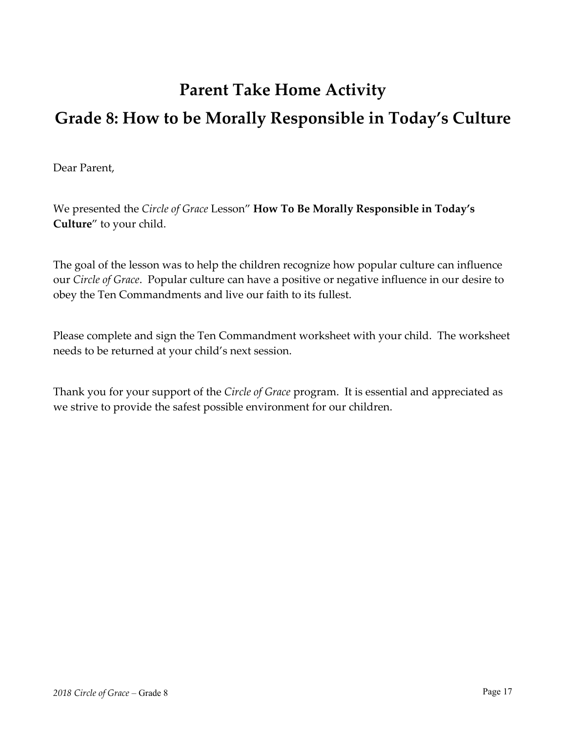# Parent Take Home Activity

# Grade 8: How to be Morally Responsible in Today's Culture

Dear Parent,

We presented the *Circle of Grace* Lesson" **How To Be Morally Responsible in Today's Culture**" to your child.

The goal of the lesson was to help the children recognize how popular culture can influence our *Circle of Grace*. Popular culture can have a positive or negative influence in our desire to obey the Ten Commandments and live our faith to its fullest.

Please complete and sign the Ten Commandment worksheet with your child. The worksheet needs to be returned at your child's next session.

Thank you for your support of the *Circle of Grace* program. It is essential and appreciated as we strive to provide the safest possible environment for our children.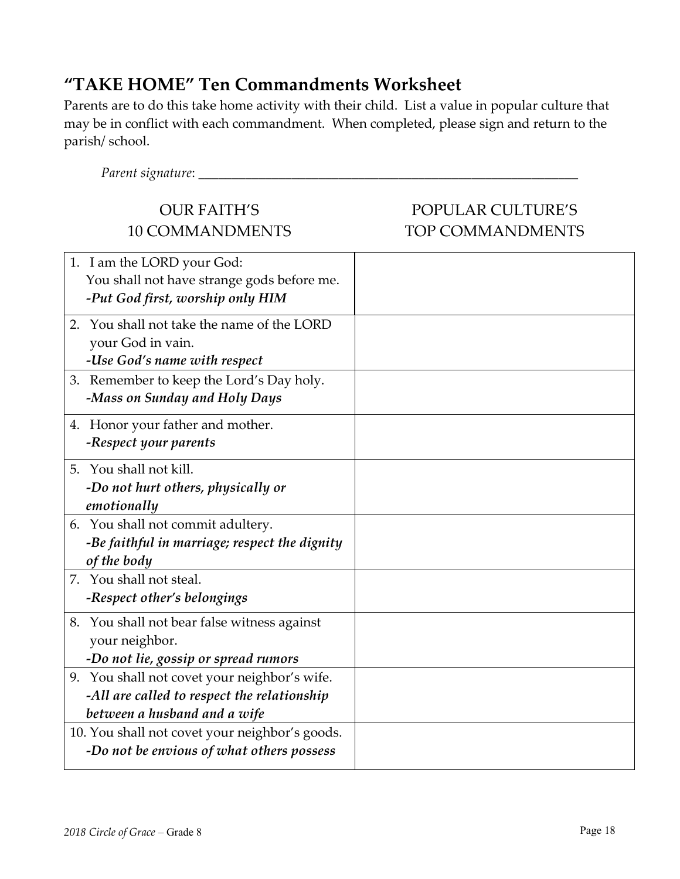## "TAKE HOME" Ten Commandments Worksheet

Parents are to do this take home activity with their child. List a value in popular culture that may be in conflict with each commandment. When completed, please sign and return to the parish/ school.

*Parent signature*: ___________________________________________________________

| OUR FAITH'S<br>10 COMMANDMENTS | POPULAR CULTURE'S<br>TOP COMMANDMENTS |
|---|---|
| 1. I am the LORD your God:<br>You shall not have strange gods before me.<br>***-Put God first, worship only HIM*** | |
| 2. You shall not take the name of the LORD your God in vain.<br>***-Use God's name with respect*** | |
| 3. Remember to keep the Lord's Day holy.<br>***-Mass on Sunday and Holy Days*** | |
| 4. Honor your father and mother.<br>***-Respect your parents*** | |
| 5. You shall not kill.<br>***-Do not hurt others, physically or emotionally*** | |
| 6. You shall not commit adultery.<br>***-Be faithful in marriage; respect the dignity of the body*** | |
| 7. You shall not steal.<br>***-Respect other's belongings*** | |
| 8. You shall not bear false witness against your neighbor.<br>***-Do not lie, gossip or spread rumors*** | |
| 9. You shall not covet your neighbor's wife.<br>***-All are called to respect the relationship between a husband and a wife*** | |
| 10. You shall not covet your neighbor's goods.<br>***-Do not be envious of what others possess*** | |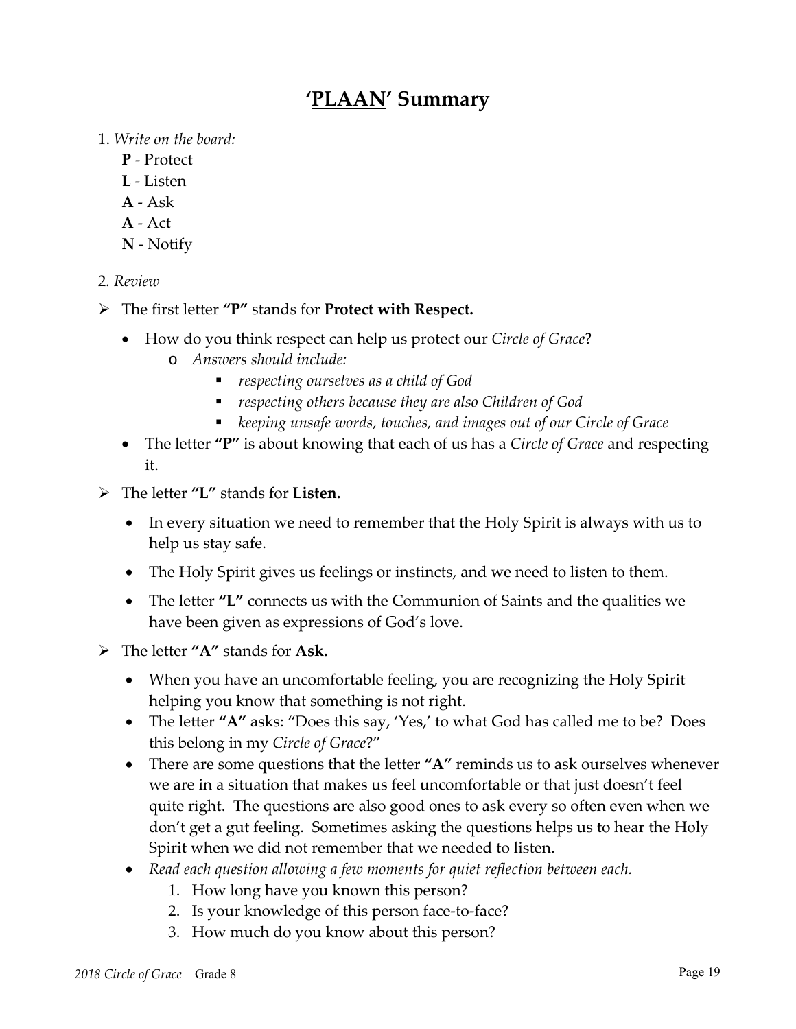# ‘PLAAN’ Summary

1. *Write on the board:*

   **P** - Protect
   **L** - Listen
   **A** - Ask
   **A** - Act
   **N** - Notify

2. *Review*

- The first letter **“P”** stands for **Protect with Respect.**
    - How do you think respect can help us protect our *Circle of Grace*?
        - *Answers should include:*
            - *respecting ourselves as a child of God*
            - *respecting others because they are also Children of God*
            - *keeping unsafe words, touches, and images out of our Circle of Grace*
    - The letter **“P”** is about knowing that each of us has a *Circle of Grace* and respecting it.

- The letter **“L”** stands for **Listen.**
    - In every situation we need to remember that the Holy Spirit is always with us to help us stay safe.
    - The Holy Spirit gives us feelings or instincts, and we need to listen to them.
    - The letter **“L”** connects us with the Communion of Saints and the qualities we have been given as expressions of God’s love.

- The letter **“A”** stands for **Ask.**
    - When you have an uncomfortable feeling, you are recognizing the Holy Spirit helping you know that something is not right.
    - The letter **“A”** asks: “Does this say, ‘Yes,’ to what God has called me to be? Does this belong in my *Circle of Grace*?”
    - There are some questions that the letter **“A”** reminds us to ask ourselves whenever we are in a situation that makes us feel uncomfortable or that just doesn’t feel quite right. The questions are also good ones to ask every so often even when we don’t get a gut feeling. Sometimes asking the questions helps us to hear the Holy Spirit when we did not remember that we needed to listen.
    - *Read each question allowing a few moments for quiet reflection between each.*
        1. How long have you known this person?
        2. Is your knowledge of this person face-to-face?
        3. How much do you know about this person?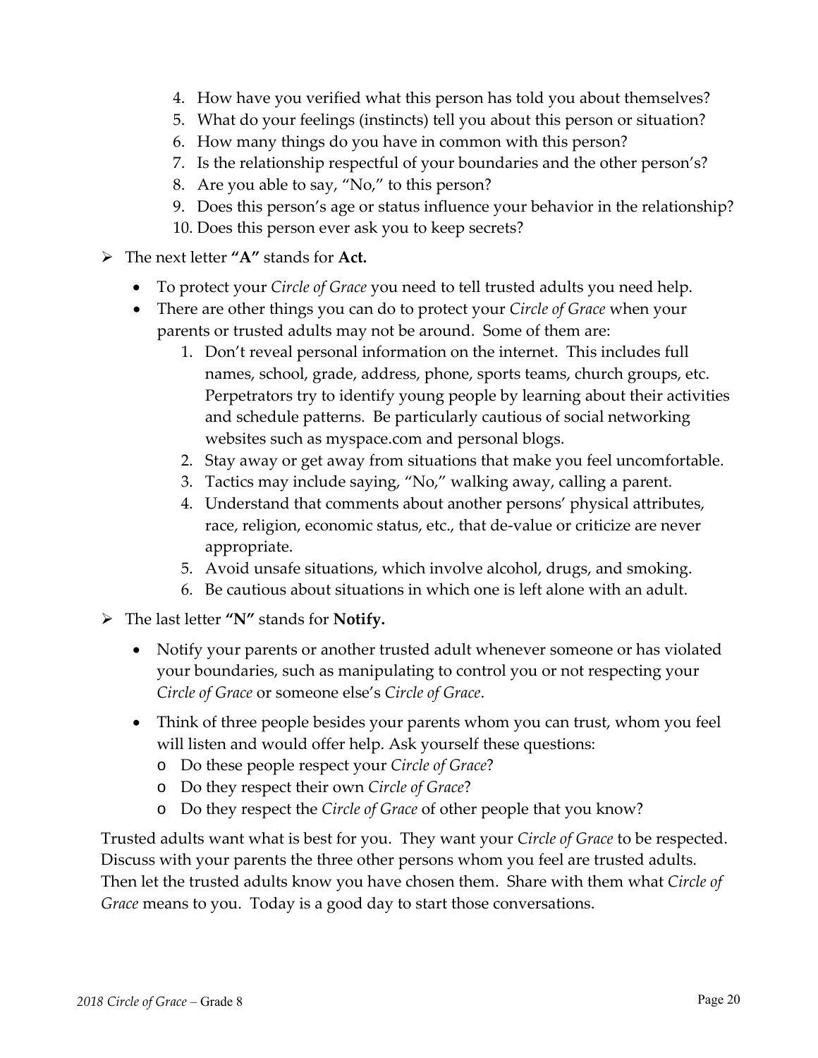4. How have you verified what this person has told you about themselves?
5. What do your feelings (instincts) tell you about this person or situation?
6. How many things do you have in common with this person?
7. Is the relationship respectful of your boundaries and the other person's?
8. Are you able to say, "No," to this person?
9. Does this person's age or status influence your behavior in the relationship?
10. Does this person ever ask you to keep secrets?

- The next letter **"A"** stands for **Act.**
  - To protect your *Circle of Grace* you need to tell trusted adults you need help.
  - There are other things you can do to protect your *Circle of Grace* when your parents or trusted adults may not be around. Some of them are:
    1. Don't reveal personal information on the internet. This includes full names, school, grade, address, phone, sports teams, church groups, etc. Perpetrators try to identify young people by learning about their activities and schedule patterns. Be particularly cautious of social networking websites such as myspace.com and personal blogs.
    2. Stay away or get away from situations that make you feel uncomfortable.
    3. Tactics may include saying, "No," walking away, calling a parent.
    4. Understand that comments about another persons' physical attributes, race, religion, economic status, etc., that de-value or criticize are never appropriate.
    5. Avoid unsafe situations, which involve alcohol, drugs, and smoking.
    6. Be cautious about situations in which one is left alone with an adult.

- The last letter **"N"** stands for **Notify.**
  - Notify your parents or another trusted adult whenever someone or has violated your boundaries, such as manipulating to control you or not respecting your *Circle of Grace* or someone else's *Circle of Grace*.
  - Think of three people besides your parents whom you can trust, whom you feel will listen and would offer help. Ask yourself these questions:
    - Do these people respect your *Circle of Grace*?
    - Do they respect their own *Circle of Grace*?
    - Do they respect the *Circle of Grace* of other people that you know?

Trusted adults want what is best for you. They want your *Circle of Grace* to be respected. Discuss with your parents the three other persons whom you feel are trusted adults. Then let the trusted adults know you have chosen them. Share with them what *Circle of Grace* means to you. Today is a good day to start those conversations.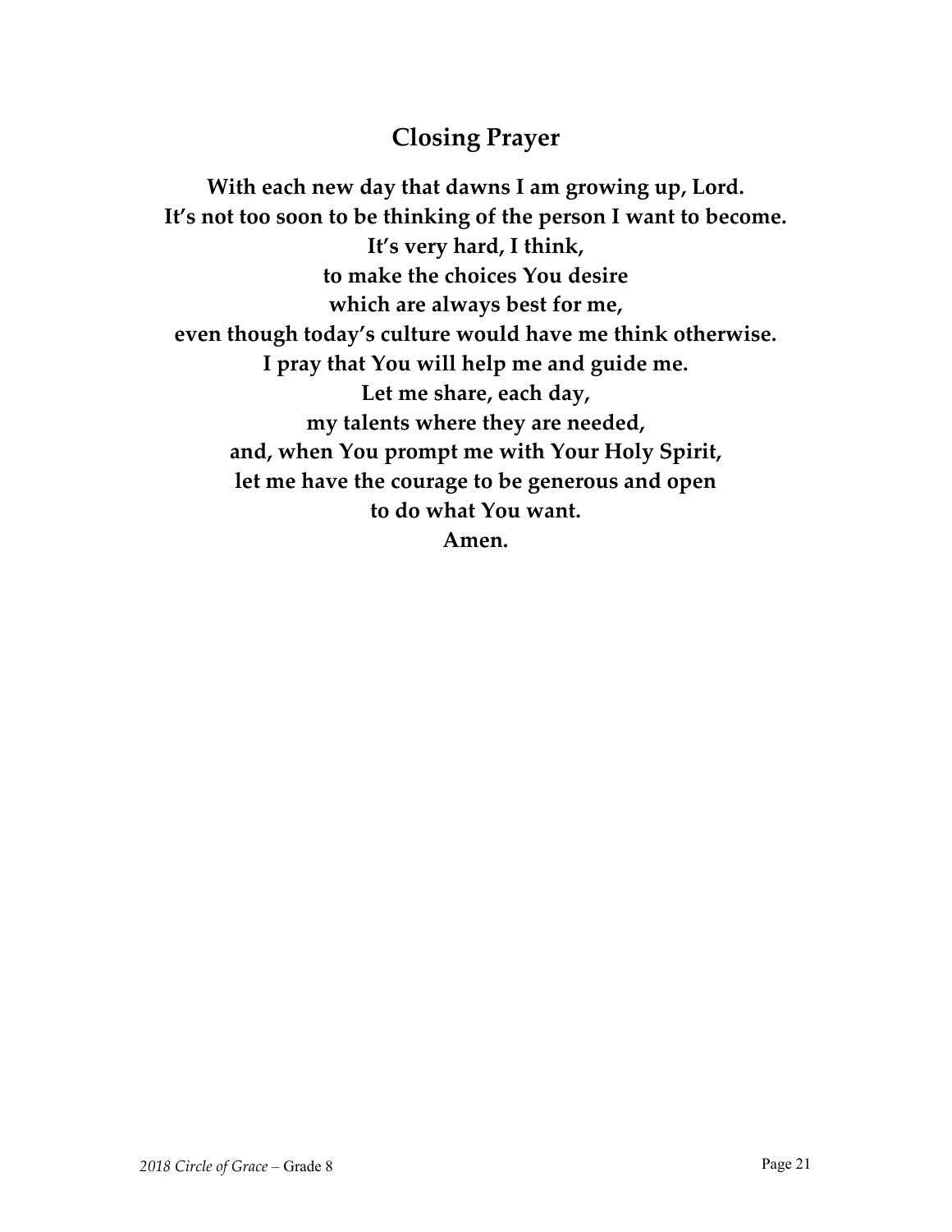## Closing Prayer

**With each new day that dawns I am growing up, Lord.**
**It's not too soon to be thinking of the person I want to become.**
**It's very hard, I think,**
**to make the choices You desire**
**which are always best for me,**
**even though today's culture would have me think otherwise.**
**I pray that You will help me and guide me.**
**Let me share, each day,**
**my talents where they are needed,**
**and, when You prompt me with Your Holy Spirit,**
**let me have the courage to be generous and open**
**to do what You want.**
**Amen.**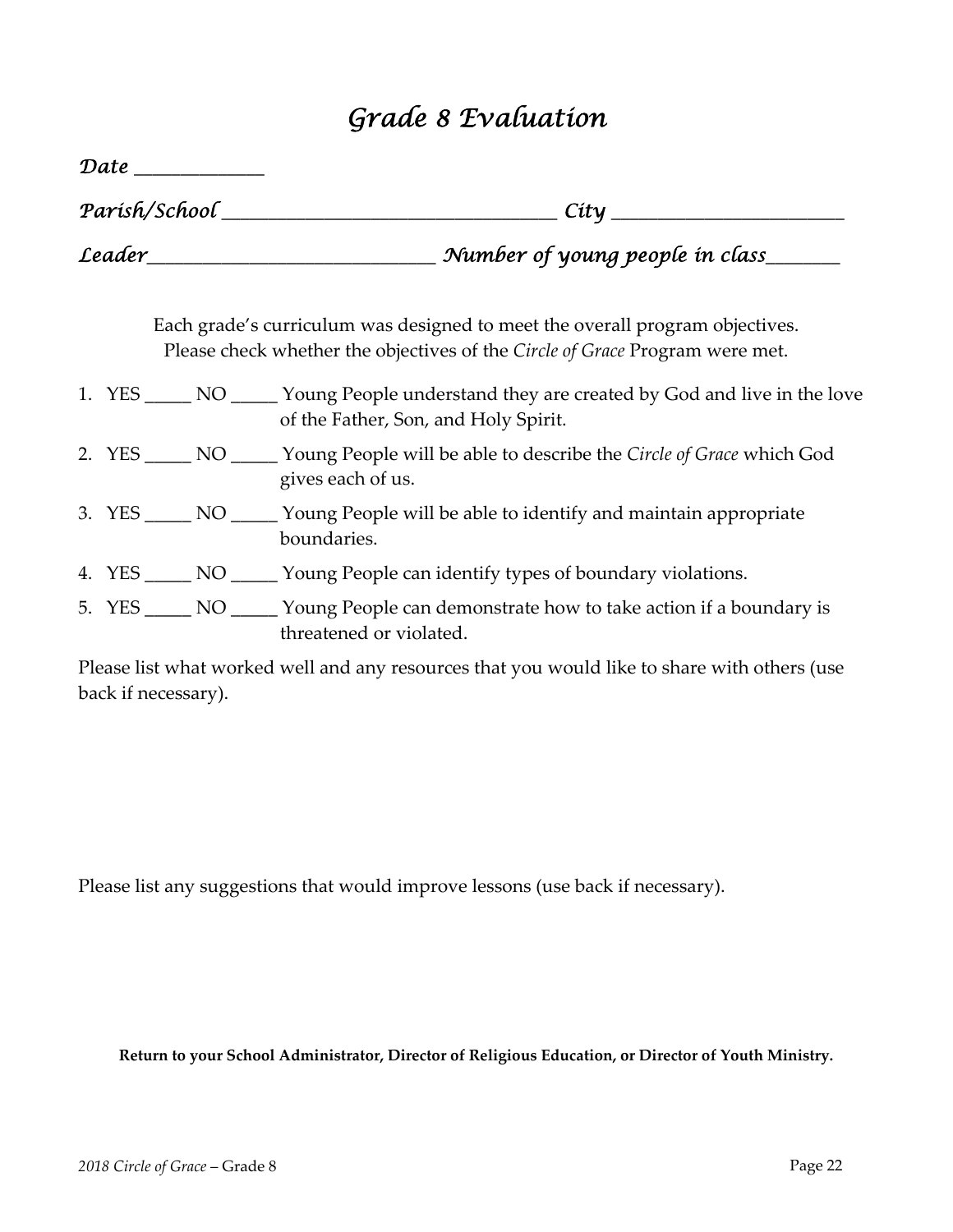# Grade 8 Evaluation

*Date* _____________

*Parish/School* __________________________________ *City* _______________________

*Leader*_____________________________ *Number of young people in class*_______

Each grade's curriculum was designed to meet the overall program objectives.
Please check whether the objectives of the *Circle of Grace* Program were met.

1. YES _____ NO _____ Young People understand they are created by God and live in the love of the Father, Son, and Holy Spirit.
2. YES _____ NO _____ Young People will be able to describe the *Circle of Grace* which God gives each of us.
3. YES _____ NO _____ Young People will be able to identify and maintain appropriate boundaries.
4. YES _____ NO _____ Young People can identify types of boundary violations.
5. YES _____ NO _____ Young People can demonstrate how to take action if a boundary is threatened or violated.

Please list what worked well and any resources that you would like to share with others (use back if necessary).

Please list any suggestions that would improve lessons (use back if necessary).

**Return to your School Administrator, Director of Religious Education, or Director of Youth Ministry.**